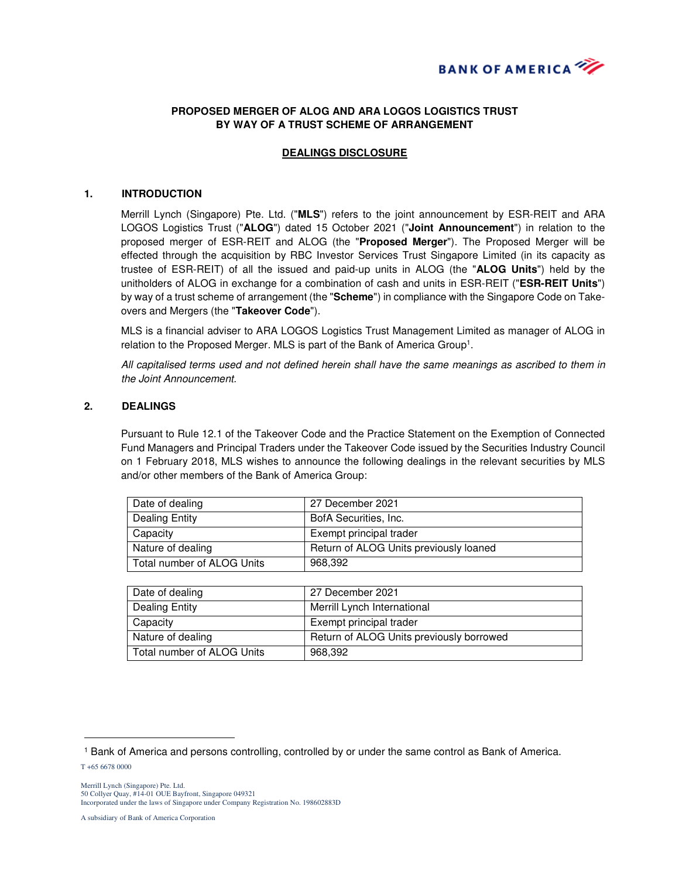BANK OF AMERICA

**PROPOSED MERGER OF ALOG AND ARA LOGOS LOGISTICS TRUST BY WAY OF A TRUST SCHEME OF ARRANGEMENT**

**DEALINGS DISCLOSURE**

## 1. INTRODUCTION

Merrill Lynch (Singapore) Pte. Ltd. ("**MLS**") refers to the joint announcement by ESR-REIT and ARA LOGOS Logistics Trust ("**ALOG**") dated 15 October 2021 ("**Joint Announcement**") in relation to the proposed merger of ESR-REIT and ALOG (the "**Proposed Merger**"). The Proposed Merger will be effected through the acquisition by RBC Investor Services Trust Singapore Limited (in its capacity as trustee of ESR-REIT) of all the issued and paid-up units in ALOG (the "**ALOG Units**") held by the unitholders of ALOG in exchange for a combination of cash and units in ESR-REIT ("**ESR-REIT Units**") by way of a trust scheme of arrangement (the "**Scheme**") in compliance with the Singapore Code on Take-overs and Mergers (the "**Takeover Code**").

MLS is a financial adviser to ARA LOGOS Logistics Trust Management Limited as manager of ALOG in relation to the Proposed Merger. MLS is part of the Bank of America Group[1].

*All capitalised terms used and not defined herein shall have the same meanings as ascribed to them in the Joint Announcement.*

## 2. DEALINGS

Pursuant to Rule 12.1 of the Takeover Code and the Practice Statement on the Exemption of Connected Fund Managers and Principal Traders under the Takeover Code issued by the Securities Industry Council on 1 February 2018, MLS wishes to announce the following dealings in the relevant securities by MLS and/or other members of the Bank of America Group:

| | |
|---|---|
| Date of dealing | 27 December 2021 |
| Dealing Entity | BofA Securities, Inc. |
| Capacity | Exempt principal trader |
| Nature of dealing | Return of ALOG Units previously loaned |
| Total number of ALOG Units | 968,392 |

| | |
|---|---|
| Date of dealing | 27 December 2021 |
| Dealing Entity | Merrill Lynch International |
| Capacity | Exempt principal trader |
| Nature of dealing | Return of ALOG Units previously borrowed |
| Total number of ALOG Units | 968,392 |

[1] Bank of America and persons controlling, controlled by or under the same control as Bank of America.

T +65 6678 0000

Merrill Lynch (Singapore) Pte. Ltd.
50 Collyer Quay, #14-01 OUE Bayfront, Singapore 049321
Incorporated under the laws of Singapore under Company Registration No. 198602883D

A subsidiary of Bank of America Corporation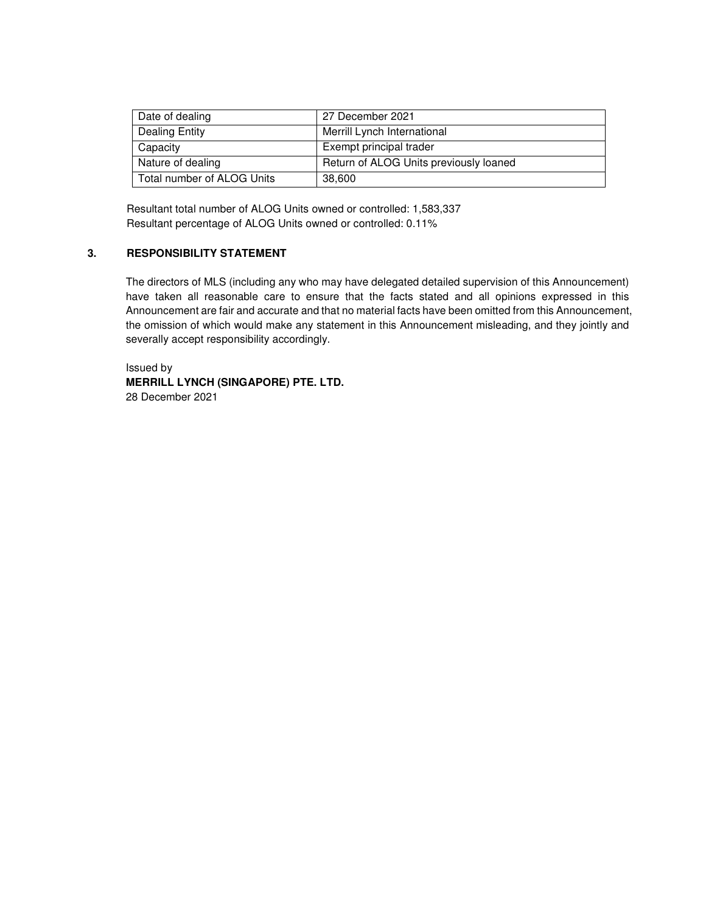| | |
|---|---|
| Date of dealing | 27 December 2021 |
| Dealing Entity | Merrill Lynch International |
| Capacity | Exempt principal trader |
| Nature of dealing | Return of ALOG Units previously loaned |
| Total number of ALOG Units | 38,600 |

Resultant total number of ALOG Units owned or controlled: 1,583,337
Resultant percentage of ALOG Units owned or controlled: 0.11%

## 3. RESPONSIBILITY STATEMENT

The directors of MLS (including any who may have delegated detailed supervision of this Announcement) have taken all reasonable care to ensure that the facts stated and all opinions expressed in this Announcement are fair and accurate and that no material facts have been omitted from this Announcement, the omission of which would make any statement in this Announcement misleading, and they jointly and severally accept responsibility accordingly.

Issued by
**MERRILL LYNCH (SINGAPORE) PTE. LTD.**
28 December 2021